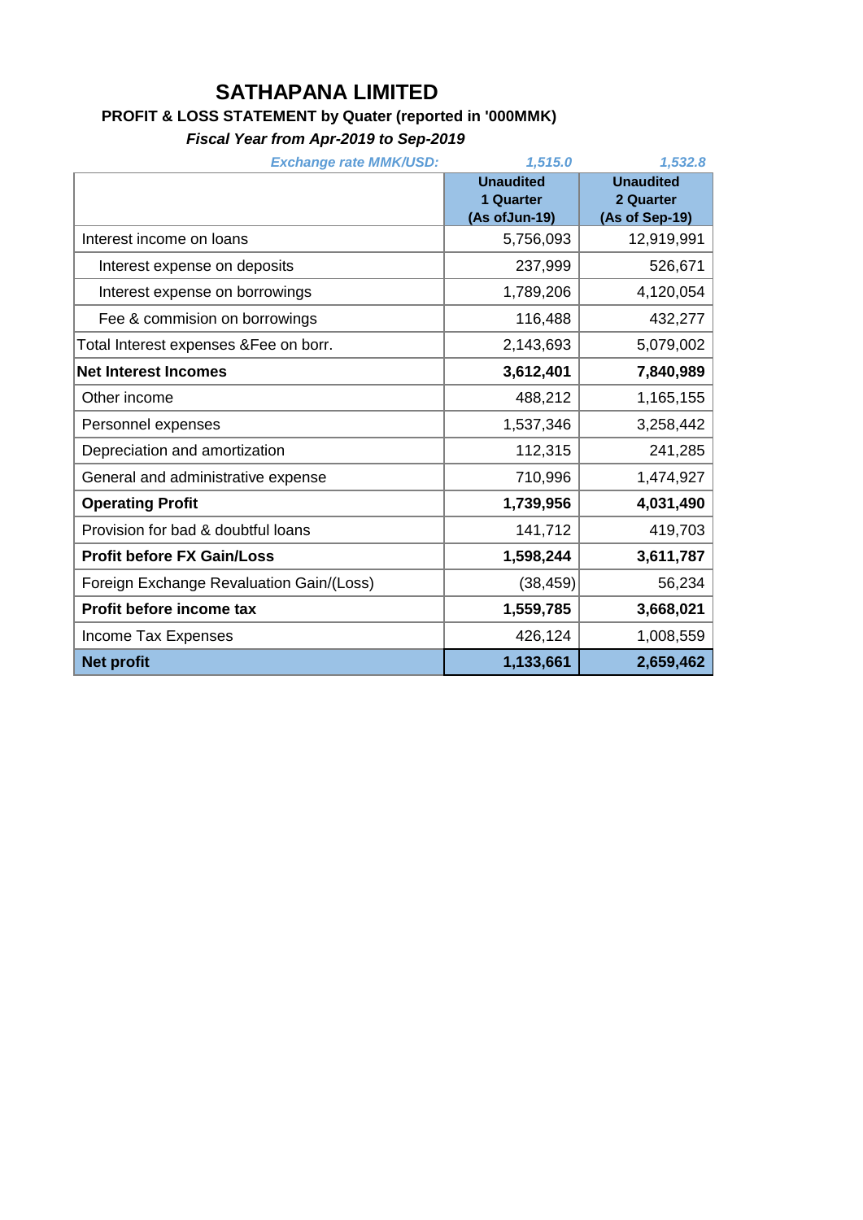# SATHAPANA LIMITED

**PROFIT & LOSS STATEMENT by Quater (reported in '000MMK)**

***Fiscal Year from Apr-2019 to Sep-2019***

| *Exchange rate MMK/USD:* | *1,515.0* | *1,532.8* |
|---|---|---|
| | **Unaudited 1 Quarter (As ofJun-19)** | **Unaudited 2 Quarter (As of Sep-19)** |
| Interest income on loans | 5,756,093 | 12,919,991 |
| Interest expense on deposits | 237,999 | 526,671 |
| Interest expense on borrowings | 1,789,206 | 4,120,054 |
| Fee & commision on borrowings | 116,488 | 432,277 |
| Total Interest expenses &Fee on borr. | 2,143,693 | 5,079,002 |
| **Net Interest Incomes** | **3,612,401** | **7,840,989** |
| Other income | 488,212 | 1,165,155 |
| Personnel expenses | 1,537,346 | 3,258,442 |
| Depreciation and amortization | 112,315 | 241,285 |
| General and administrative expense | 710,996 | 1,474,927 |
| **Operating Profit** | **1,739,956** | **4,031,490** |
| Provision for bad & doubtful loans | 141,712 | 419,703 |
| **Profit before FX Gain/Loss** | **1,598,244** | **3,611,787** |
| Foreign Exchange Revaluation Gain/(Loss) | (38,459) | 56,234 |
| **Profit before income tax** | **1,559,785** | **3,668,021** |
| Income Tax Expenses | 426,124 | 1,008,559 |
| **Net profit** | **1,133,661** | **2,659,462** |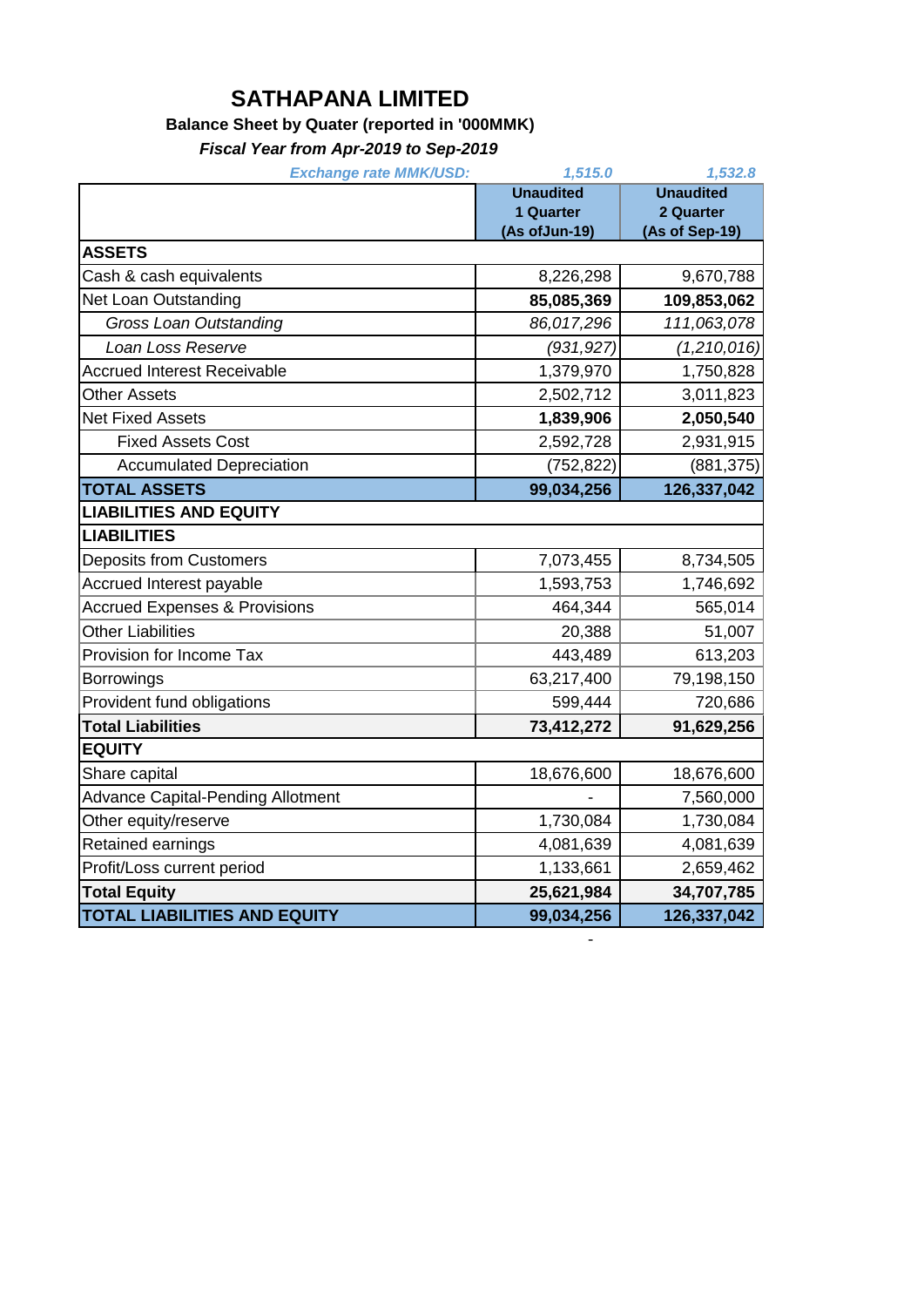# SATHAPANA LIMITED

**Balance Sheet by Quater (reported in '000MMK)**

***Fiscal Year from Apr-2019 to Sep-2019***

| *Exchange rate MMK/USD:* | *1,515.0* | *1,532.8* |
|---|---|---|
| | **Unaudited 1 Quarter (As ofJun-19)** | **Unaudited 2 Quarter (As of Sep-19)** |
| **ASSETS** | | |
| Cash & cash equivalents | 8,226,298 | 9,670,788 |
| Net Loan Outstanding | **85,085,369** | **109,853,062** |
| *Gross Loan Outstanding* | *86,017,296* | *111,063,078* |
| *Loan Loss Reserve* | *(931,927)* | *(1,210,016)* |
| Accrued Interest Receivable | 1,379,970 | 1,750,828 |
| Other Assets | 2,502,712 | 3,011,823 |
| Net Fixed Assets | **1,839,906** | **2,050,540** |
| Fixed Assets Cost | 2,592,728 | 2,931,915 |
| Accumulated Depreciation | (752,822) | (881,375) |
| **TOTAL ASSETS** | **99,034,256** | **126,337,042** |
| **LIABILITIES AND EQUITY** | | |
| **LIABILITIES** | | |
| Deposits from Customers | 7,073,455 | 8,734,505 |
| Accrued Interest payable | 1,593,753 | 1,746,692 |
| Accrued Expenses & Provisions | 464,344 | 565,014 |
| Other Liabilities | 20,388 | 51,007 |
| Provision for Income Tax | 443,489 | 613,203 |
| Borrowings | 63,217,400 | 79,198,150 |
| Provident fund obligations | 599,444 | 720,686 |
| **Total Liabilities** | **73,412,272** | **91,629,256** |
| **EQUITY** | | |
| Share capital | 18,676,600 | 18,676,600 |
| Advance Capital-Pending Allotment | - | 7,560,000 |
| Other equity/reserve | 1,730,084 | 1,730,084 |
| Retained earnings | 4,081,639 | 4,081,639 |
| Profit/Loss current period | 1,133,661 | 2,659,462 |
| **Total Equity** | **25,621,984** | **34,707,785** |
| **TOTAL LIABILITIES AND EQUITY** | **99,034,256** | **126,337,042** |
| | - | |